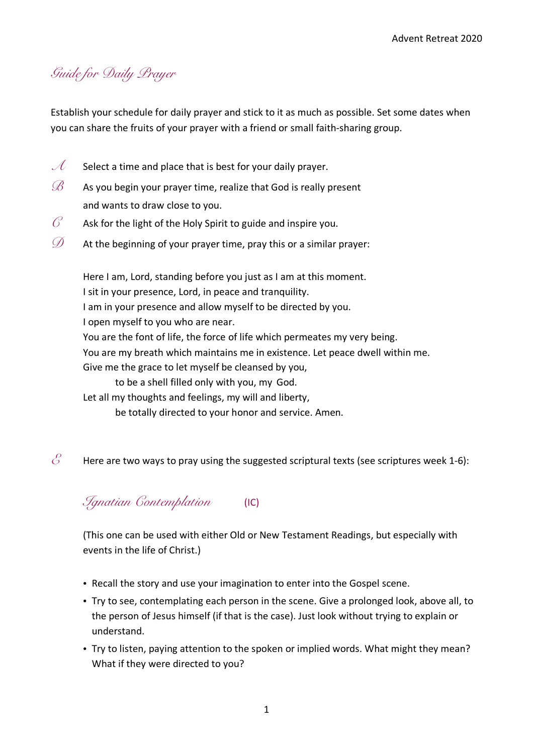# Guide for Daily Prayer

Establish your schedule for daily prayer and stick to it as much as possible. Set some dates when you can share the fruits of your prayer with a friend or small faith-sharing group.

A  Select a time and place that is best for your daily prayer.

B  As you begin your prayer time, realize that God is really present and wants to draw close to you.

C  Ask for the light of the Holy Spirit to guide and inspire you.

D  At the beginning of your prayer time, pray this or a similar prayer:

> Here I am, Lord, standing before you just as I am at this moment.
> I sit in your presence, Lord, in peace and tranquility.
> I am in your presence and allow myself to be directed by you.
> I open myself to you who are near.
> You are the font of life, the force of life which permeates my very being.
> You are my breath which maintains me in existence. Let peace dwell within me.
> Give me the grace to let myself be cleansed by you,
>     to be a shell filled only with you, my God.
> Let all my thoughts and feelings, my will and liberty,
>     be totally directed to your honor and service. Amen.

E  Here are two ways to pray using the suggested scriptural texts (see scriptures week 1-6):

## Ignatian Contemplation (IC)

(This one can be used with either Old or New Testament Readings, but especially with events in the life of Christ.)

- Recall the story and use your imagination to enter into the Gospel scene.
- Try to see, contemplating each person in the scene. Give a prolonged look, above all, to the person of Jesus himself (if that is the case). Just look without trying to explain or understand.
- Try to listen, paying attention to the spoken or implied words. What might they mean? What if they were directed to you?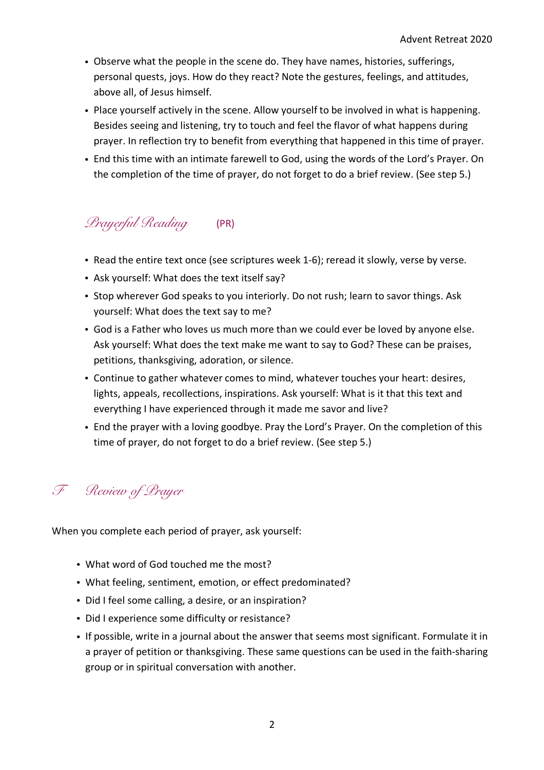- Observe what the people in the scene do. They have names, histories, sufferings, personal quests, joys. How do they react? Note the gestures, feelings, and attitudes, above all, of Jesus himself.
- Place yourself actively in the scene. Allow yourself to be involved in what is happening. Besides seeing and listening, try to touch and feel the flavor of what happens during prayer. In reflection try to benefit from everything that happened in this time of prayer.
- End this time with an intimate farewell to God, using the words of the Lord's Prayer. On the completion of the time of prayer, do not forget to do a brief review. (See step 5.)

## *Prayerful Reading* (PR)

- Read the entire text once (see scriptures week 1-6); reread it slowly, verse by verse.
- Ask yourself: What does the text itself say?
- Stop wherever God speaks to you interiorly. Do not rush; learn to savor things. Ask yourself: What does the text say to me?
- God is a Father who loves us much more than we could ever be loved by anyone else. Ask yourself: What does the text make me want to say to God? These can be praises, petitions, thanksgiving, adoration, or silence.
- Continue to gather whatever comes to mind, whatever touches your heart: desires, lights, appeals, recollections, inspirations. Ask yourself: What is it that this text and everything I have experienced through it made me savor and live?
- End the prayer with a loving goodbye. Pray the Lord's Prayer. On the completion of this time of prayer, do not forget to do a brief review. (See step 5.)

## *F Review of Prayer*

When you complete each period of prayer, ask yourself:

- What word of God touched me the most?
- What feeling, sentiment, emotion, or effect predominated?
- Did I feel some calling, a desire, or an inspiration?
- Did I experience some difficulty or resistance?
- If possible, write in a journal about the answer that seems most significant. Formulate it in a prayer of petition or thanksgiving. These same questions can be used in the faith-sharing group or in spiritual conversation with another.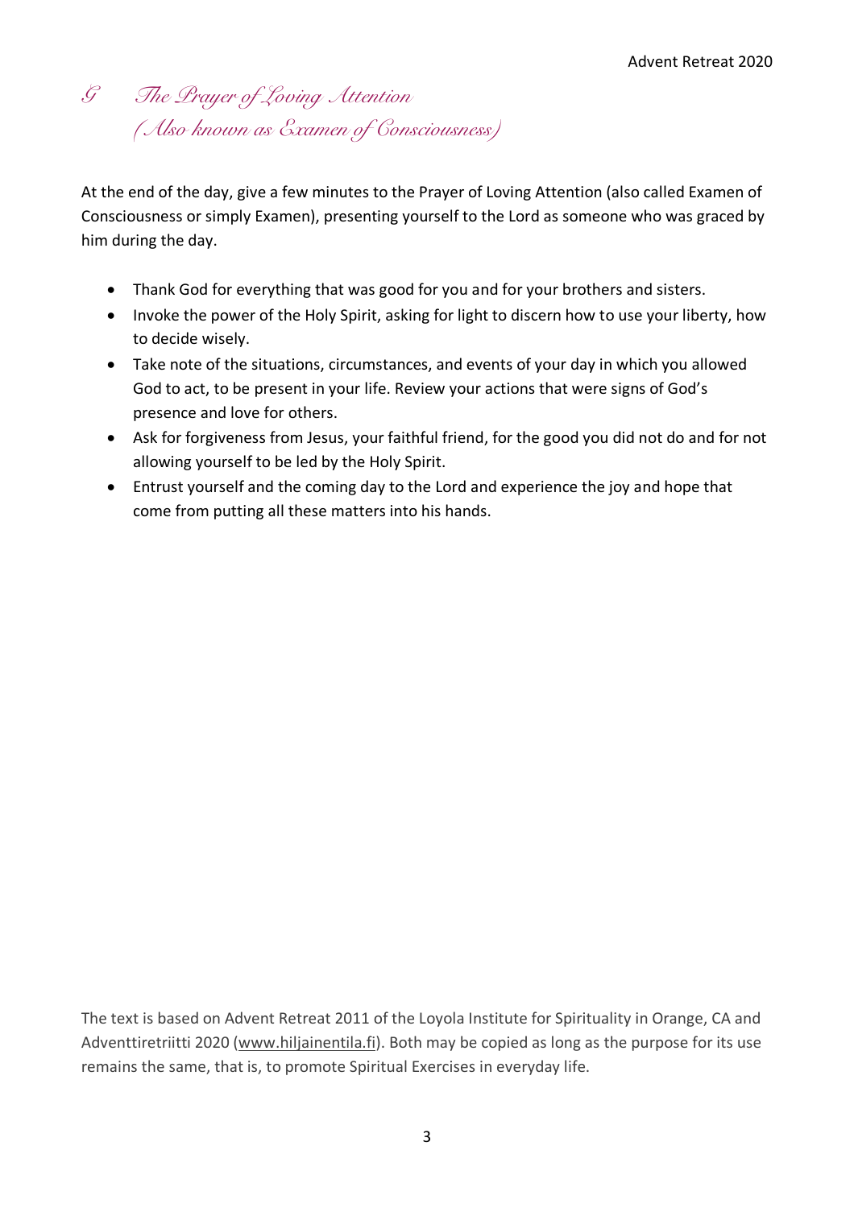## G The Prayer of Loving Attention (Also known as Examen of Consciousness)

At the end of the day, give a few minutes to the Prayer of Loving Attention (also called Examen of Consciousness or simply Examen), presenting yourself to the Lord as someone who was graced by him during the day.

- Thank God for everything that was good for you and for your brothers and sisters.
- Invoke the power of the Holy Spirit, asking for light to discern how to use your liberty, how to decide wisely.
- Take note of the situations, circumstances, and events of your day in which you allowed God to act, to be present in your life. Review your actions that were signs of God's presence and love for others.
- Ask for forgiveness from Jesus, your faithful friend, for the good you did not do and for not allowing yourself to be led by the Holy Spirit.
- Entrust yourself and the coming day to the Lord and experience the joy and hope that come from putting all these matters into his hands.

The text is based on Advent Retreat 2011 of the Loyola Institute for Spirituality in Orange, CA and Adventtiretriitti 2020 (www.hiljainentila.fi). Both may be copied as long as the purpose for its use remains the same, that is, to promote Spiritual Exercises in everyday life.